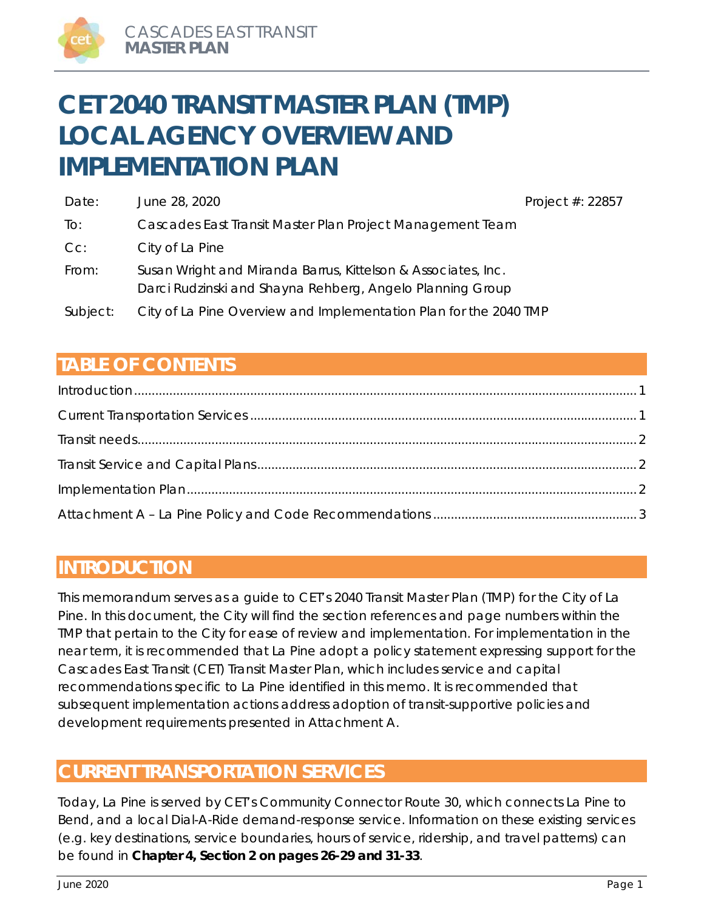# CET 2040 TRANSIT MASTER PLAN (TMP) LOCAL AGENCY OVERVIEW AND IMPLEMENTATION PLAN

| | | |
|---|---|---|
| Date: | June 28, 2020 | Project #: 22857 |
| To: | Cascades East Transit Master Plan Project Management Team | |
| Cc: | City of La Pine | |
| From: | Susan Wright and Miranda Barrus, Kittelson & Associates, Inc.<br>Darci Rudzinski and Shayna Rehberg, Angelo Planning Group | |
| Subject: | City of La Pine Overview and Implementation Plan for the 2040 TMP | |

## TABLE OF CONTENTS

- Introduction ..... 1
- Current Transportation Services ..... 1
- Transit needs ..... 2
- Transit Service and Capital Plans ..... 2
- Implementation Plan ..... 2
- Attachment A – La Pine Policy and Code Recommendations ..... 3

## INTRODUCTION

This memorandum serves as a guide to CET's 2040 Transit Master Plan (TMP) for the City of La Pine. In this document, the City will find the section references and page numbers within the TMP that pertain to the City for ease of review and implementation. For implementation in the near term, it is recommended that La Pine adopt a policy statement expressing support for the Cascades East Transit (CET) Transit Master Plan, which includes service and capital recommendations specific to La Pine identified in this memo. It is recommended that subsequent implementation actions address adoption of transit-supportive policies and development requirements presented in Attachment A.

## CURRENT TRANSPORTATION SERVICES

Today, La Pine is served by CET's Community Connector Route 30, which connects La Pine to Bend, and a local Dial-A-Ride demand-response service. Information on these existing services (e.g. key destinations, service boundaries, hours of service, ridership, and travel patterns) can be found in **Chapter 4, Section 2 on pages 26-29 and 31-33**.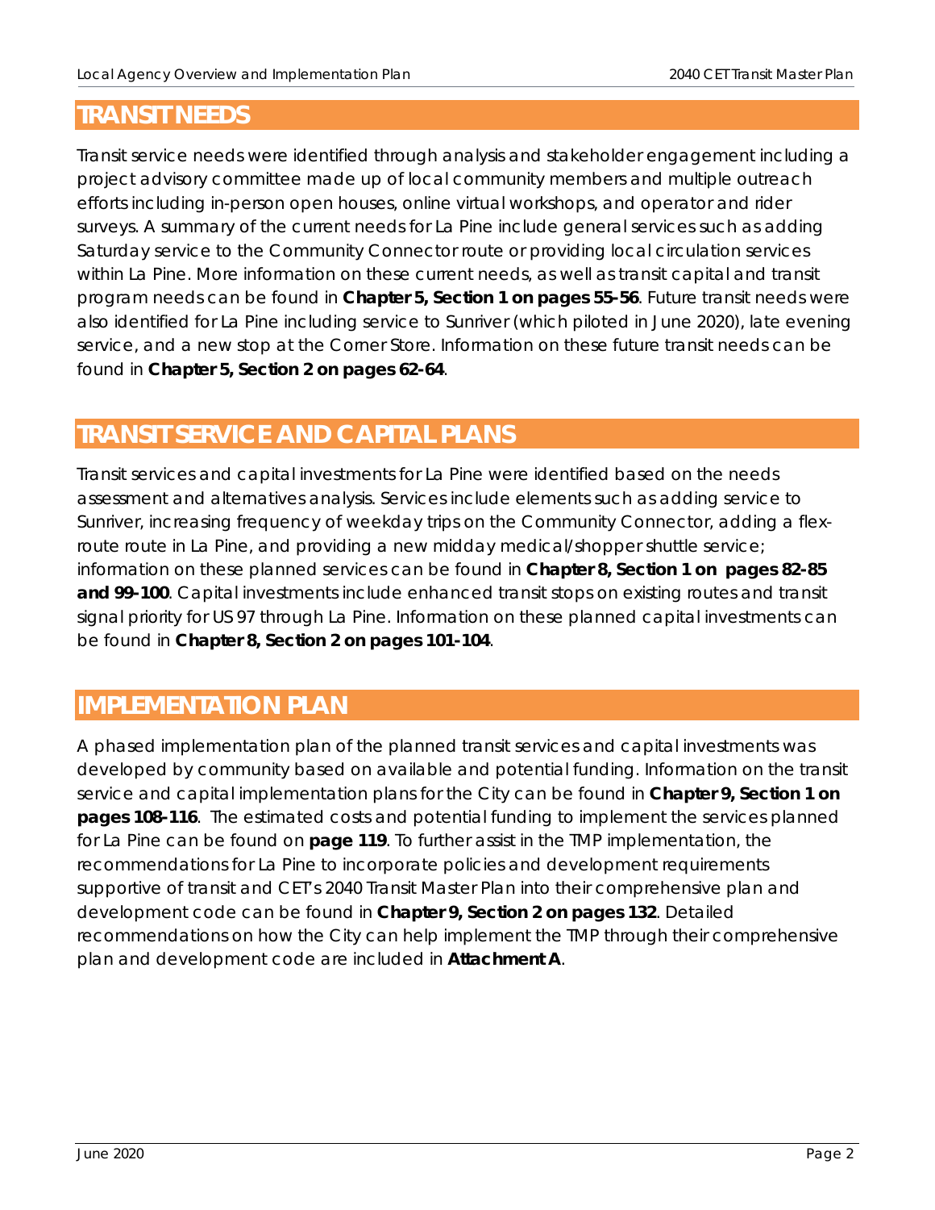## TRANSIT NEEDS

Transit service needs were identified through analysis and stakeholder engagement including a project advisory committee made up of local community members and multiple outreach efforts including in-person open houses, online virtual workshops, and operator and rider surveys. A summary of the current needs for La Pine include general services such as adding Saturday service to the Community Connector route or providing local circulation services within La Pine. More information on these current needs, as well as transit capital and transit program needs can be found in **Chapter 5, Section 1 on pages 55-56**. Future transit needs were also identified for La Pine including service to Sunriver (which piloted in June 2020), late evening service, and a new stop at the Corner Store. Information on these future transit needs can be found in **Chapter 5, Section 2 on pages 62-64**.

## TRANSIT SERVICE AND CAPITAL PLANS

Transit services and capital investments for La Pine were identified based on the needs assessment and alternatives analysis. Services include elements such as adding service to Sunriver, increasing frequency of weekday trips on the Community Connector, adding a flex-route route in La Pine, and providing a new midday medical/shopper shuttle service; information on these planned services can be found in **Chapter 8, Section 1 on pages 82-85 and 99-100**. Capital investments include enhanced transit stops on existing routes and transit signal priority for US 97 through La Pine. Information on these planned capital investments can be found in **Chapter 8, Section 2 on pages 101-104**.

## IMPLEMENTATION PLAN

A phased implementation plan of the planned transit services and capital investments was developed by community based on available and potential funding. Information on the transit service and capital implementation plans for the City can be found in **Chapter 9, Section 1 on pages 108-116**. The estimated costs and potential funding to implement the services planned for La Pine can be found on **page 119**. To further assist in the TMP implementation, the recommendations for La Pine to incorporate policies and development requirements supportive of transit and CET's 2040 Transit Master Plan into their comprehensive plan and development code can be found in **Chapter 9, Section 2 on pages 132**. Detailed recommendations on how the City can help implement the TMP through their comprehensive plan and development code are included in **Attachment A**.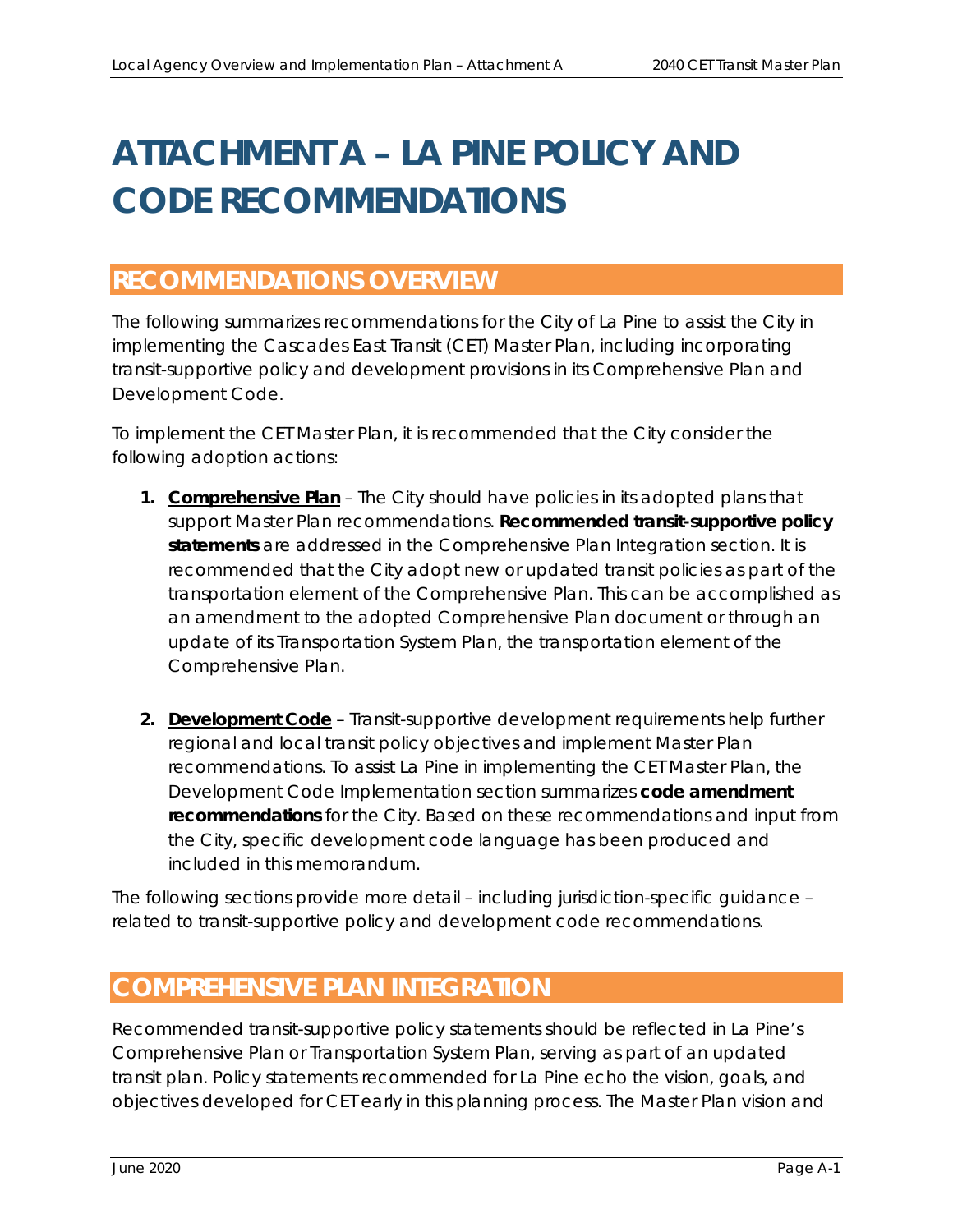# ATTACHMENT A – LA PINE POLICY AND CODE RECOMMENDATIONS

## RECOMMENDATIONS OVERVIEW

The following summarizes recommendations for the City of La Pine to assist the City in implementing the Cascades East Transit (CET) Master Plan, including incorporating transit-supportive policy and development provisions in its Comprehensive Plan and Development Code.

To implement the CET Master Plan, it is recommended that the City consider the following adoption actions:

1. **Comprehensive Plan** – The City should have policies in its adopted plans that support Master Plan recommendations. **Recommended transit-supportive policy statements** are addressed in the Comprehensive Plan Integration section. It is recommended that the City adopt new or updated transit policies as part of the transportation element of the Comprehensive Plan. This can be accomplished as an amendment to the adopted Comprehensive Plan document or through an update of its Transportation System Plan, the transportation element of the Comprehensive Plan.

2. **Development Code** – Transit-supportive development requirements help further regional and local transit policy objectives and implement Master Plan recommendations. To assist La Pine in implementing the CET Master Plan, the Development Code Implementation section summarizes **code amendment recommendations** for the City. Based on these recommendations and input from the City, specific development code language has been produced and included in this memorandum.

The following sections provide more detail – including jurisdiction-specific guidance – related to transit-supportive policy and development code recommendations.

## COMPREHENSIVE PLAN INTEGRATION

Recommended transit-supportive policy statements should be reflected in La Pine's Comprehensive Plan or Transportation System Plan, serving as part of an updated transit plan. Policy statements recommended for La Pine echo the vision, goals, and objectives developed for CET early in this planning process. The Master Plan vision and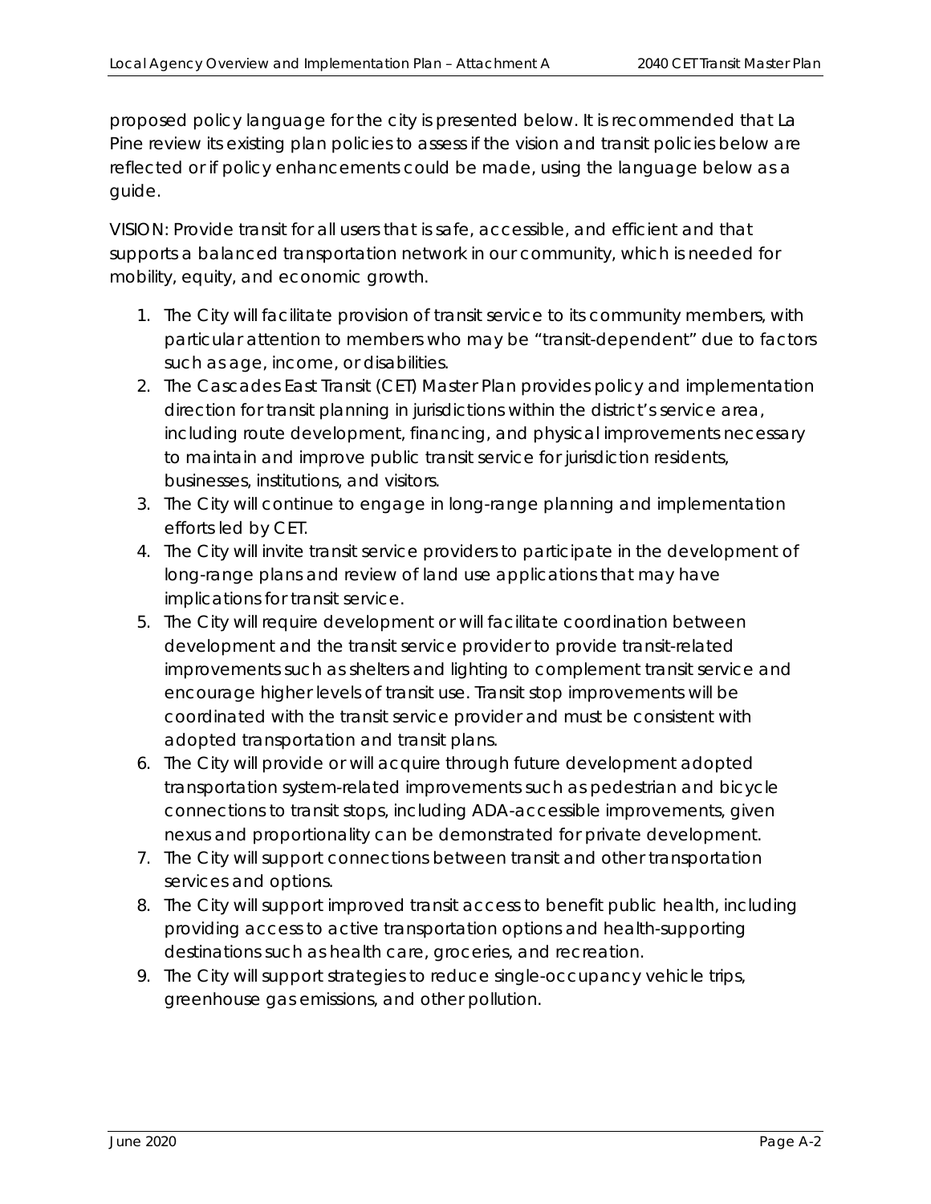proposed policy language for the city is presented below. It is recommended that La Pine review its existing plan policies to assess if the vision and transit policies below are reflected or if policy enhancements could be made, using the language below as a guide.

*VISION: Provide transit for all users that is safe, accessible, and efficient and that supports a balanced transportation network in our community, which is needed for mobility, equity, and economic growth.*

1. *The City will facilitate provision of transit service to its community members, with particular attention to members who may be "transit-dependent" due to factors such as age, income, or disabilities.*
2. *The Cascades East Transit (CET) Master Plan provides policy and implementation direction for transit planning in jurisdictions within the district's service area, including route development, financing, and physical improvements necessary to maintain and improve public transit service for jurisdiction residents, businesses, institutions, and visitors.*
3. *The City will continue to engage in long-range planning and implementation efforts led by CET.*
4. *The City will invite transit service providers to participate in the development of long-range plans and review of land use applications that may have implications for transit service.*
5. *The City will require development or will facilitate coordination between development and the transit service provider to provide transit-related improvements such as shelters and lighting to complement transit service and encourage higher levels of transit use. Transit stop improvements will be coordinated with the transit service provider and must be consistent with adopted transportation and transit plans.*
6. *The City will provide or will acquire through future development adopted transportation system-related improvements such as pedestrian and bicycle connections to transit stops, including ADA-accessible improvements, given nexus and proportionality can be demonstrated for private development.*
7. *The City will support connections between transit and other transportation services and options.*
8. *The City will support improved transit access to benefit public health, including providing access to active transportation options and health-supporting destinations such as health care, groceries, and recreation.*
9. *The City will support strategies to reduce single-occupancy vehicle trips, greenhouse gas emissions, and other pollution.*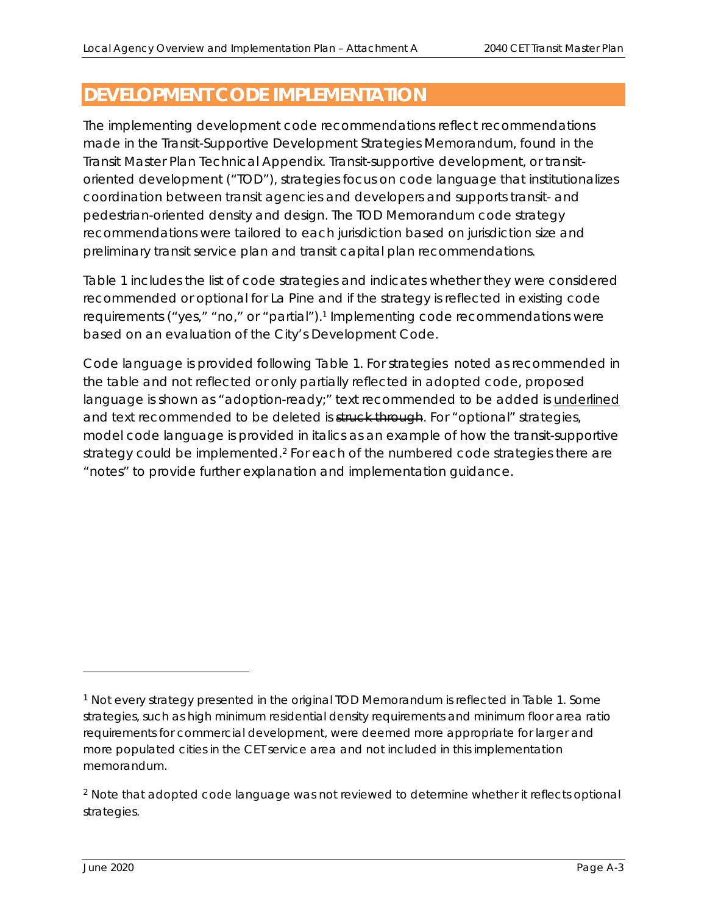# DEVELOPMENT CODE IMPLEMENTATION

The implementing development code recommendations reflect recommendations made in the Transit-Supportive Development Strategies Memorandum, found in the Transit Master Plan Technical Appendix. Transit-supportive development, or transit-oriented development ("TOD"), strategies focus on code language that institutionalizes coordination between transit agencies and developers and supports transit- and pedestrian-oriented density and design. The TOD Memorandum code strategy recommendations were tailored to each jurisdiction based on jurisdiction size and preliminary transit service plan and transit capital plan recommendations.

Table 1 includes the list of code strategies and indicates whether they were considered recommended or optional for La Pine and if the strategy is reflected in existing code requirements ("yes," "no," or "partial").[1] Implementing code recommendations were based on an evaluation of the City's Development Code.

Code language is provided following Table 1. For strategies noted as recommended in the table and not reflected or only partially reflected in adopted code, proposed language is shown as "adoption-ready;" text recommended to be added is <u>underlined</u> and text recommended to be deleted is ~~struck through~~. For "optional" strategies, model code language is provided in italics as an example of how the transit-supportive strategy could be implemented.[2] For each of the numbered code strategies there are "notes" to provide further explanation and implementation guidance.

---

[1] Not every strategy presented in the original TOD Memorandum is reflected in Table 1. Some strategies, such as high minimum residential density requirements and minimum floor area ratio requirements for commercial development, were deemed more appropriate for larger and more populated cities in the CET service area and not included in this implementation memorandum.

[2] Note that adopted code language was not reviewed to determine whether it reflects optional strategies.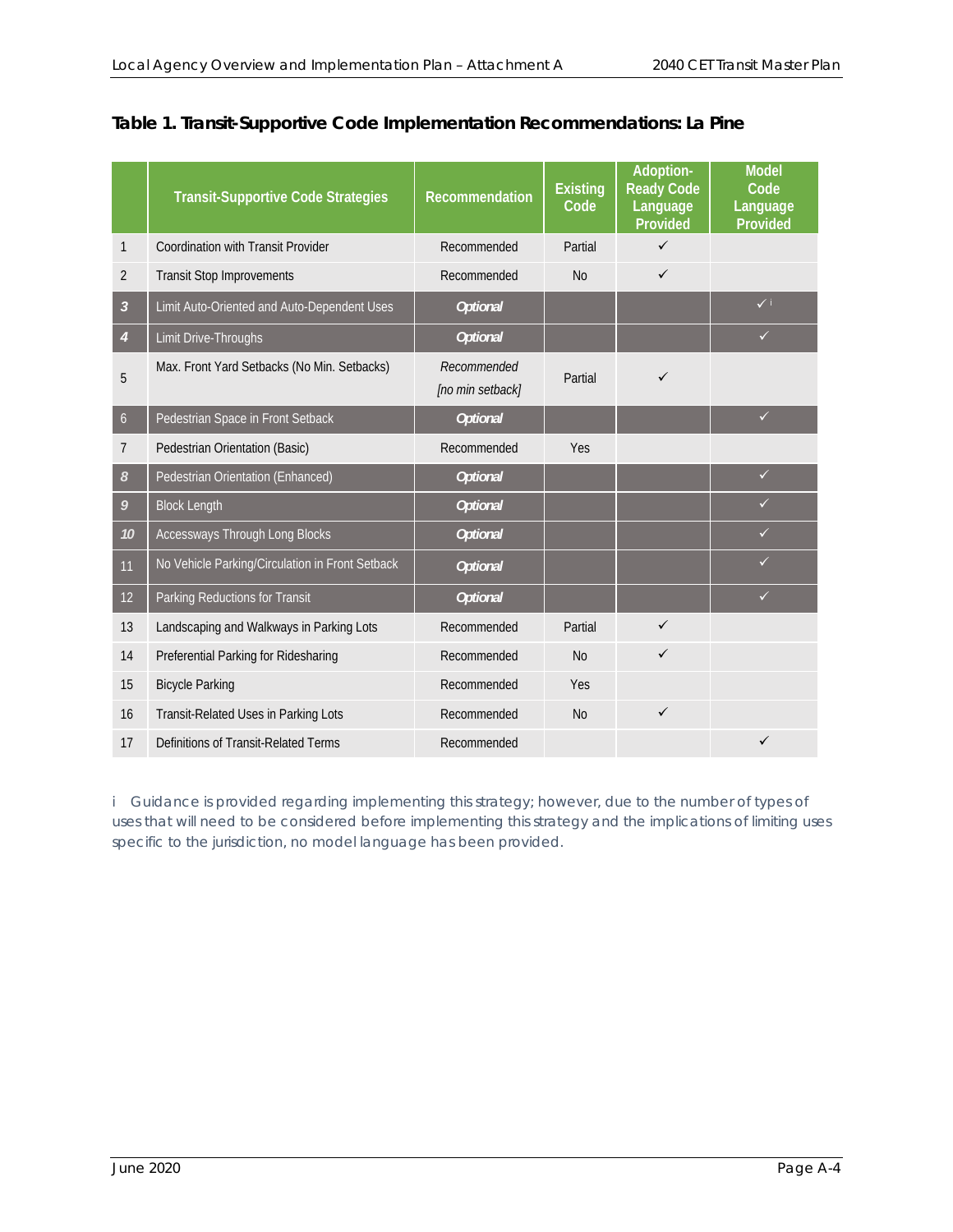### Table 1. Transit-Supportive Code Implementation Recommendations: La Pine

| | Transit-Supportive Code Strategies | Recommendation | Existing Code | Adoption-Ready Code Language Provided | Model Code Language Provided |
|---|---|---|---|---|---|
| 1 | Coordination with Transit Provider | Recommended | Partial | ✓ | |
| 2 | Transit Stop Improvements | Recommended | No | ✓ | |
| *3* | Limit Auto-Oriented and Auto-Dependent Uses | *Optional* | | | ✓ [i] |
| *4* | Limit Drive-Throughs | *Optional* | | | ✓ |
| 5 | Max. Front Yard Setbacks (No Min. Setbacks) | *Recommended [no min setback]* | Partial | ✓ | |
| 6 | Pedestrian Space in Front Setback | *Optional* | | | ✓ |
| 7 | Pedestrian Orientation (Basic) | Recommended | Yes | | |
| *8* | Pedestrian Orientation (Enhanced) | *Optional* | | | ✓ |
| *9* | Block Length | *Optional* | | | ✓ |
| *10* | Accessways Through Long Blocks | *Optional* | | | ✓ |
| 11 | No Vehicle Parking/Circulation in Front Setback | *Optional* | | | ✓ |
| 12 | Parking Reductions for Transit | *Optional* | | | ✓ |
| 13 | Landscaping and Walkways in Parking Lots | Recommended | Partial | ✓ | |
| 14 | Preferential Parking for Ridesharing | Recommended | No | ✓ | |
| 15 | Bicycle Parking | Recommended | Yes | | |
| 16 | Transit-Related Uses in Parking Lots | Recommended | No | ✓ | |
| 17 | Definitions of Transit-Related Terms | Recommended | | | ✓ |

i Guidance is provided regarding implementing this strategy; however, due to the number of types of uses that will need to be considered before implementing this strategy and the implications of limiting uses specific to the jurisdiction, no model language has been provided.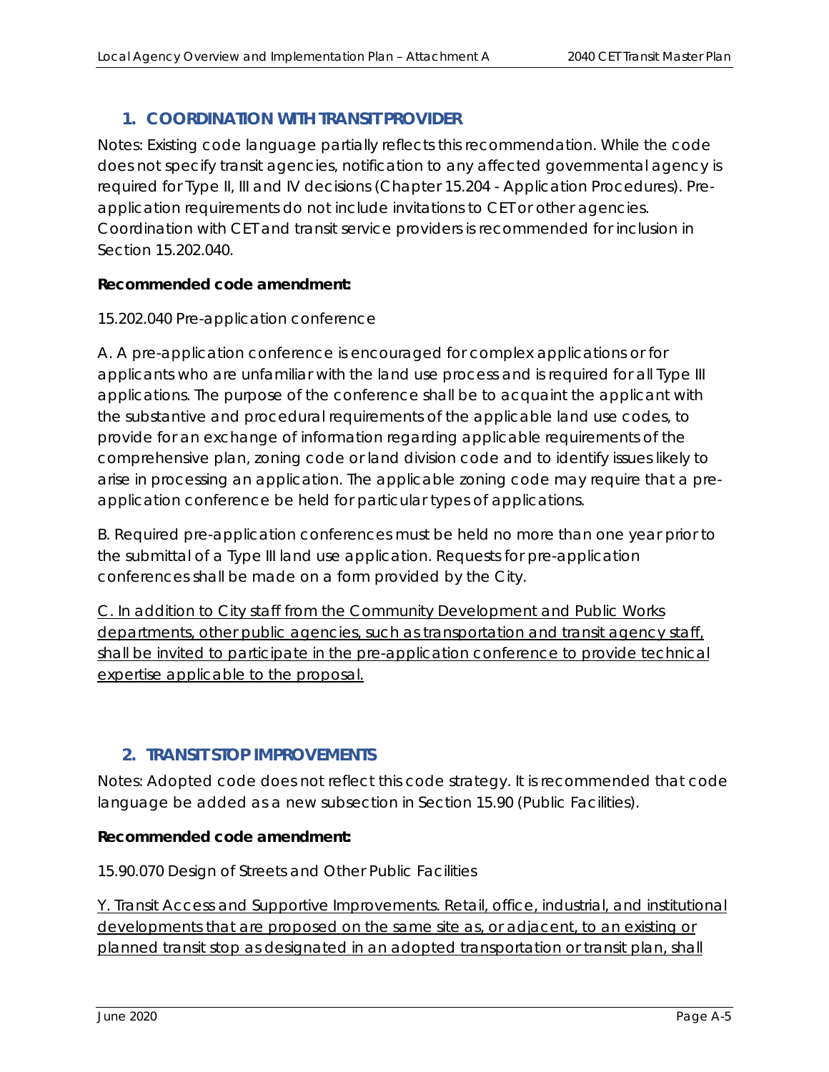## 1. COORDINATION WITH TRANSIT PROVIDER

Notes: Existing code language partially reflects this recommendation. While the code does not specify transit agencies, notification to any affected governmental agency is required for Type II, III and IV decisions (Chapter 15.204 - Application Procedures). Pre-application requirements do not include invitations to CET or other agencies. Coordination with CET and transit service providers is recommended for inclusion in Section 15.202.040.

**Recommended code amendment:**

15.202.040 Pre-application conference

A. A pre-application conference is encouraged for complex applications or for applicants who are unfamiliar with the land use process and is required for all Type III applications. The purpose of the conference shall be to acquaint the applicant with the substantive and procedural requirements of the applicable land use codes, to provide for an exchange of information regarding applicable requirements of the comprehensive plan, zoning code or land division code and to identify issues likely to arise in processing an application. The applicable zoning code may require that a pre-application conference be held for particular types of applications.

B. Required pre-application conferences must be held no more than one year prior to the submittal of a Type III land use application. Requests for pre-application conferences shall be made on a form provided by the City.

<u>C. In addition to City staff from the Community Development and Public Works departments, other public agencies, such as transportation and transit agency staff, shall be invited to participate in the pre-application conference to provide technical expertise applicable to the proposal.</u>

## 2. TRANSIT STOP IMPROVEMENTS

Notes: Adopted code does not reflect this code strategy. It is recommended that code language be added as a new subsection in Section 15.90 (Public Facilities).

**Recommended code amendment:**

15.90.070 Design of Streets and Other Public Facilities

<u>Y. Transit Access and Supportive Improvements. Retail, office, industrial, and institutional developments that are proposed on the same site as, or adjacent, to an existing or planned transit stop as designated in an adopted transportation or transit plan, shall</u>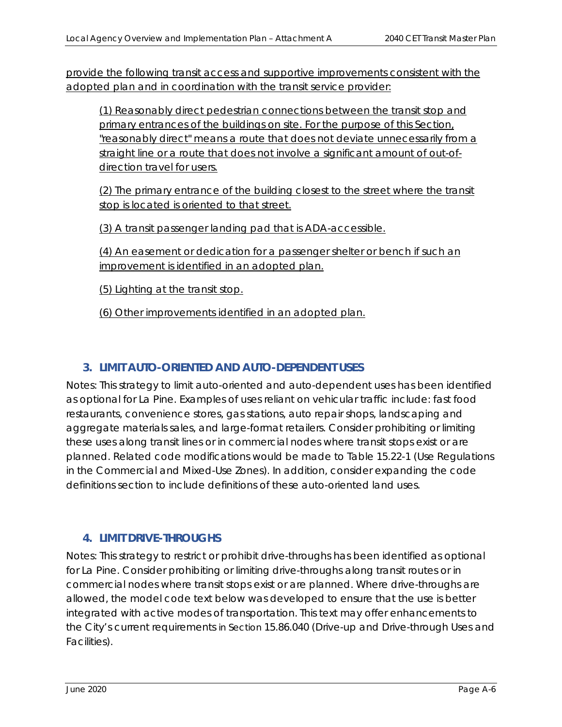<u>provide the following transit access and supportive improvements consistent with the adopted plan and in coordination with the transit service provider:</u>

> <u>(1) Reasonably direct pedestrian connections between the transit stop and primary entrances of the buildings on site. For the purpose of this Section, "reasonably direct" means a route that does not deviate unnecessarily from a straight line or a route that does not involve a significant amount of out-of-direction travel for users.</u>
>
> <u>(2) The primary entrance of the building closest to the street where the transit stop is located is oriented to that street.</u>
>
> <u>(3) A transit passenger landing pad that is ADA-accessible.</u>
>
> <u>(4) An easement or dedication for a passenger shelter or bench if such an improvement is identified in an adopted plan.</u>
>
> <u>(5) Lighting at the transit stop.</u>
>
> <u>(6) Other improvements identified in an adopted plan.</u>

### 3. LIMIT AUTO-ORIENTED AND AUTO-DEPENDENT USES

Notes: This strategy to limit auto-oriented and auto-dependent uses has been identified as optional for La Pine. Examples of uses reliant on vehicular traffic include: fast food restaurants, convenience stores, gas stations, auto repair shops, landscaping and aggregate materials sales, and large-format retailers. Consider prohibiting or limiting these uses along transit lines or in commercial nodes where transit stops exist or are planned. Related code modifications would be made to Table 15.22-1 (Use Regulations in the Commercial and Mixed-Use Zones). In addition, consider expanding the code definitions section to include definitions of these auto-oriented land uses.

### 4. LIMIT DRIVE-THROUGHS

Notes: This strategy to restrict or prohibit drive-throughs has been identified as optional for La Pine. Consider prohibiting or limiting drive-throughs along transit routes or in commercial nodes where transit stops exist or are planned. Where drive-throughs are allowed, the model code text below was developed to ensure that the use is better integrated with active modes of transportation. This text may offer enhancements to the City's current requirements in Section 15.86.040 (Drive-up and Drive-through Uses and Facilities).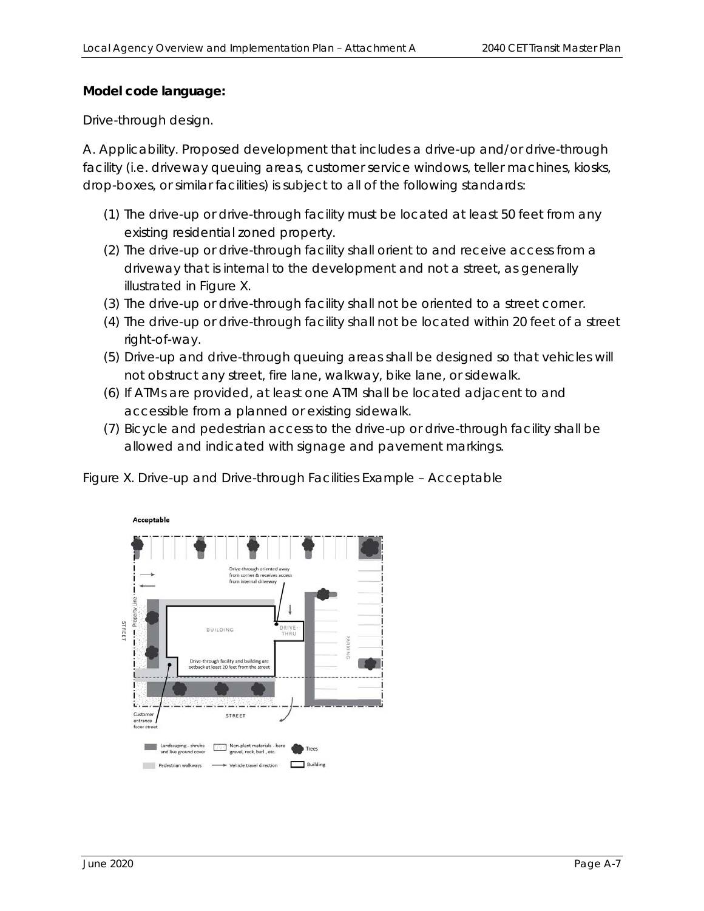**Model code language:**

Drive-through design.

A. Applicability. Proposed development that includes a drive-up and/or drive-through facility (i.e. driveway queuing areas, customer service windows, teller machines, kiosks, drop-boxes, or similar facilities) is subject to all of the following standards:

(1) The drive-up or drive-through facility must be located at least 50 feet from any existing residential zoned property.

(2) The drive-up or drive-through facility shall orient to and receive access from a driveway that is internal to the development and not a street, as generally illustrated in Figure X.

(3) The drive-up or drive-through facility shall not be oriented to a street corner.

(4) The drive-up or drive-through facility shall not be located within 20 feet of a street right-of-way.

(5) Drive-up and drive-through queuing areas shall be designed so that vehicles will not obstruct any street, fire lane, walkway, bike lane, or sidewalk.

(6) If ATMs are provided, at least one ATM shall be located adjacent to and accessible from a planned or existing sidewalk.

(7) Bicycle and pedestrian access to the drive-up or drive-through facility shall be allowed and indicated with signage and pavement markings.

Figure X. Drive-up and Drive-through Facilities Example – Acceptable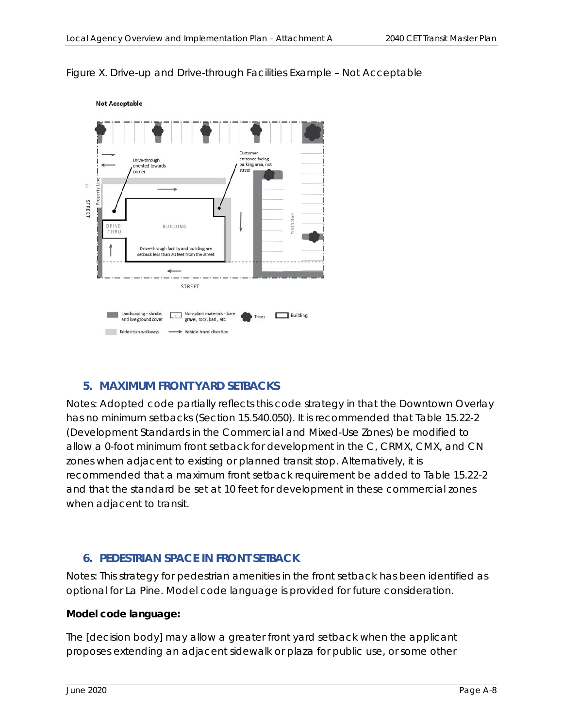Figure X. Drive-up and Drive-through Facilities Example – Not Acceptable

### 5. MAXIMUM FRONT YARD SETBACKS

Notes: Adopted code partially reflects this code strategy in that the Downtown Overlay has no minimum setbacks (Section 15.540.050). It is recommended that Table 15.22-2 (Development Standards in the Commercial and Mixed-Use Zones) be modified to allow a 0-foot minimum front setback for development in the C, CRMX, CMX, and CN zones when adjacent to existing or planned transit stop. Alternatively, it is recommended that a maximum front setback requirement be added to Table 15.22-2 and that the standard be set at 10 feet for development in these commercial zones when adjacent to transit.

### 6. PEDESTRIAN SPACE IN FRONT SETBACK

Notes: This strategy for pedestrian amenities in the front setback has been identified as optional for La Pine. Model code language is provided for future consideration.

**Model code language:**

The [decision body] may allow a greater front yard setback when the applicant proposes extending an adjacent sidewalk or plaza for public use, or some other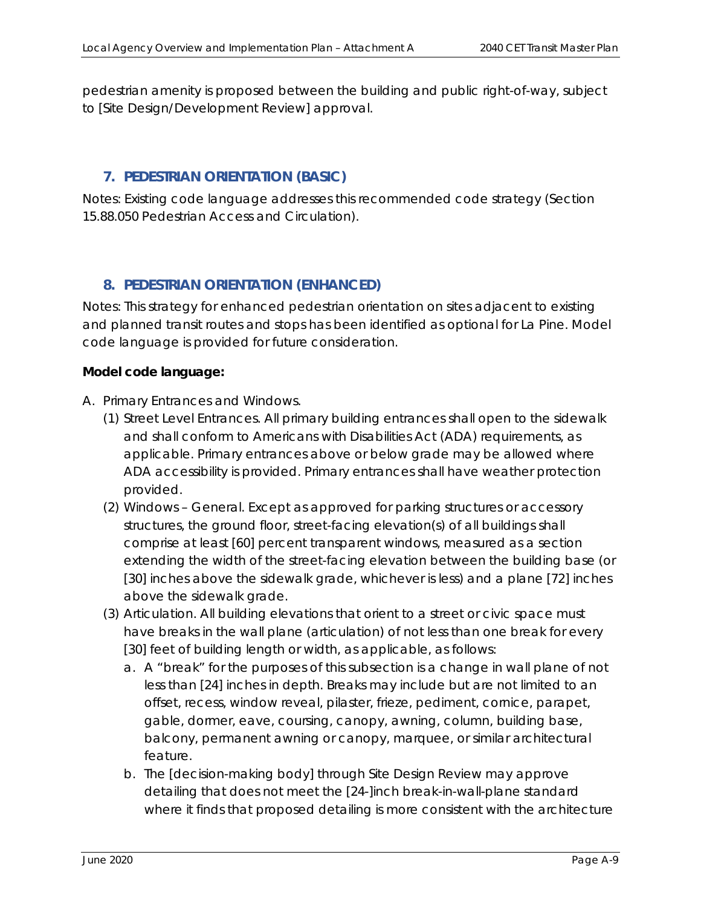pedestrian amenity is proposed between the building and public right-of-way, subject to [Site Design/Development Review] approval.

### 7. PEDESTRIAN ORIENTATION (BASIC)

Notes: Existing code language addresses this recommended code strategy (Section 15.88.050 Pedestrian Access and Circulation).

### 8. PEDESTRIAN ORIENTATION (ENHANCED)

Notes: This strategy for enhanced pedestrian orientation on sites adjacent to existing and planned transit routes and stops has been identified as optional for La Pine. Model code language is provided for future consideration.

**Model code language:**

A. Primary Entrances and Windows.
   (1) Street Level Entrances. All primary building entrances shall open to the sidewalk and shall conform to Americans with Disabilities Act (ADA) requirements, as applicable. Primary entrances above or below grade may be allowed where ADA accessibility is provided. Primary entrances shall have weather protection provided.
   (2) Windows – General. Except as approved for parking structures or accessory structures, the ground floor, street-facing elevation(s) of all buildings shall comprise at least [60] percent transparent windows, measured as a section extending the width of the street-facing elevation between the building base (or [30] inches above the sidewalk grade, whichever is less) and a plane [72] inches above the sidewalk grade.
   (3) Articulation. All building elevations that orient to a street or civic space must have breaks in the wall plane (articulation) of not less than one break for every [30] feet of building length or width, as applicable, as follows:
      a. A "break" for the purposes of this subsection is a change in wall plane of not less than [24] inches in depth. Breaks may include but are not limited to an offset, recess, window reveal, pilaster, frieze, pediment, cornice, parapet, gable, dormer, eave, coursing, canopy, awning, column, building base, balcony, permanent awning or canopy, marquee, or similar architectural feature.
      b. The [decision-making body] through Site Design Review may approve detailing that does not meet the [24-]inch break-in-wall-plane standard where it finds that proposed detailing is more consistent with the architecture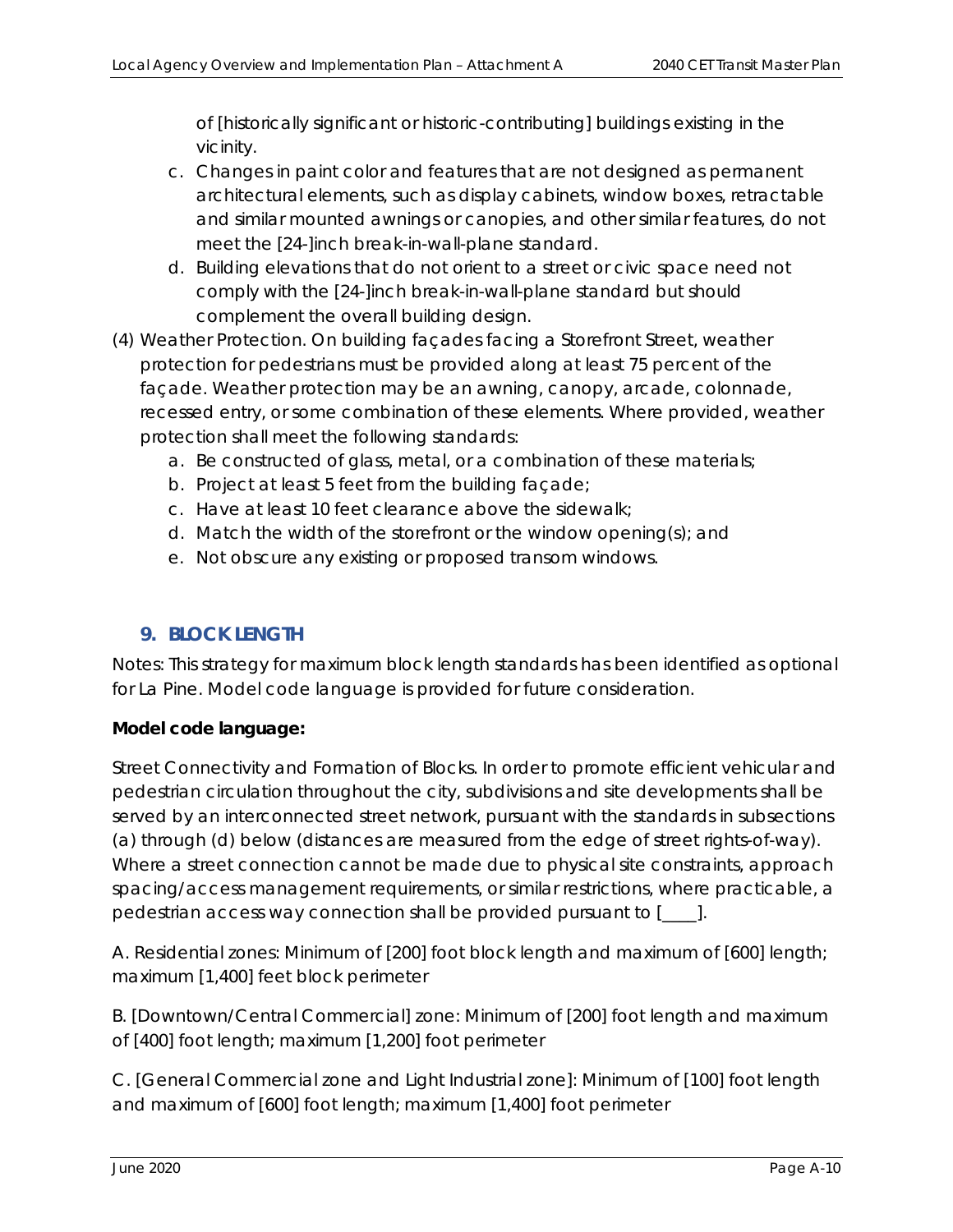of [historically significant or historic-contributing] buildings existing in the vicinity.

   c. Changes in paint color and features that are not designed as permanent architectural elements, such as display cabinets, window boxes, retractable and similar mounted awnings or canopies, and other similar features, do not meet the [24-]inch break-in-wall-plane standard.
   d. Building elevations that do not orient to a street or civic space need not comply with the [24-]inch break-in-wall-plane standard but should complement the overall building design.

(4) Weather Protection. On building façades facing a Storefront Street, weather protection for pedestrians must be provided along at least 75 percent of the façade. Weather protection may be an awning, canopy, arcade, colonnade, recessed entry, or some combination of these elements. Where provided, weather protection shall meet the following standards:
   a. Be constructed of glass, metal, or a combination of these materials;
   b. Project at least 5 feet from the building façade;
   c. Have at least 10 feet clearance above the sidewalk;
   d. Match the width of the storefront or the window opening(s); and
   e. Not obscure any existing or proposed transom windows.

## 9. BLOCK LENGTH

Notes: This strategy for maximum block length standards has been identified as optional for La Pine. Model code language is provided for future consideration.

**Model code language:**

Street Connectivity and Formation of Blocks. In order to promote efficient vehicular and pedestrian circulation throughout the city, subdivisions and site developments shall be served by an interconnected street network, pursuant with the standards in subsections (a) through (d) below (distances are measured from the edge of street rights-of-way). Where a street connection cannot be made due to physical site constraints, approach spacing/access management requirements, or similar restrictions, where practicable, a pedestrian access way connection shall be provided pursuant to [____].

A. Residential zones: Minimum of [200] foot block length and maximum of [600] length; maximum [1,400] feet block perimeter

B. [Downtown/Central Commercial] zone: Minimum of [200] foot length and maximum of [400] foot length; maximum [1,200] foot perimeter

C. [General Commercial zone and Light Industrial zone]: Minimum of [100] foot length and maximum of [600] foot length; maximum [1,400] foot perimeter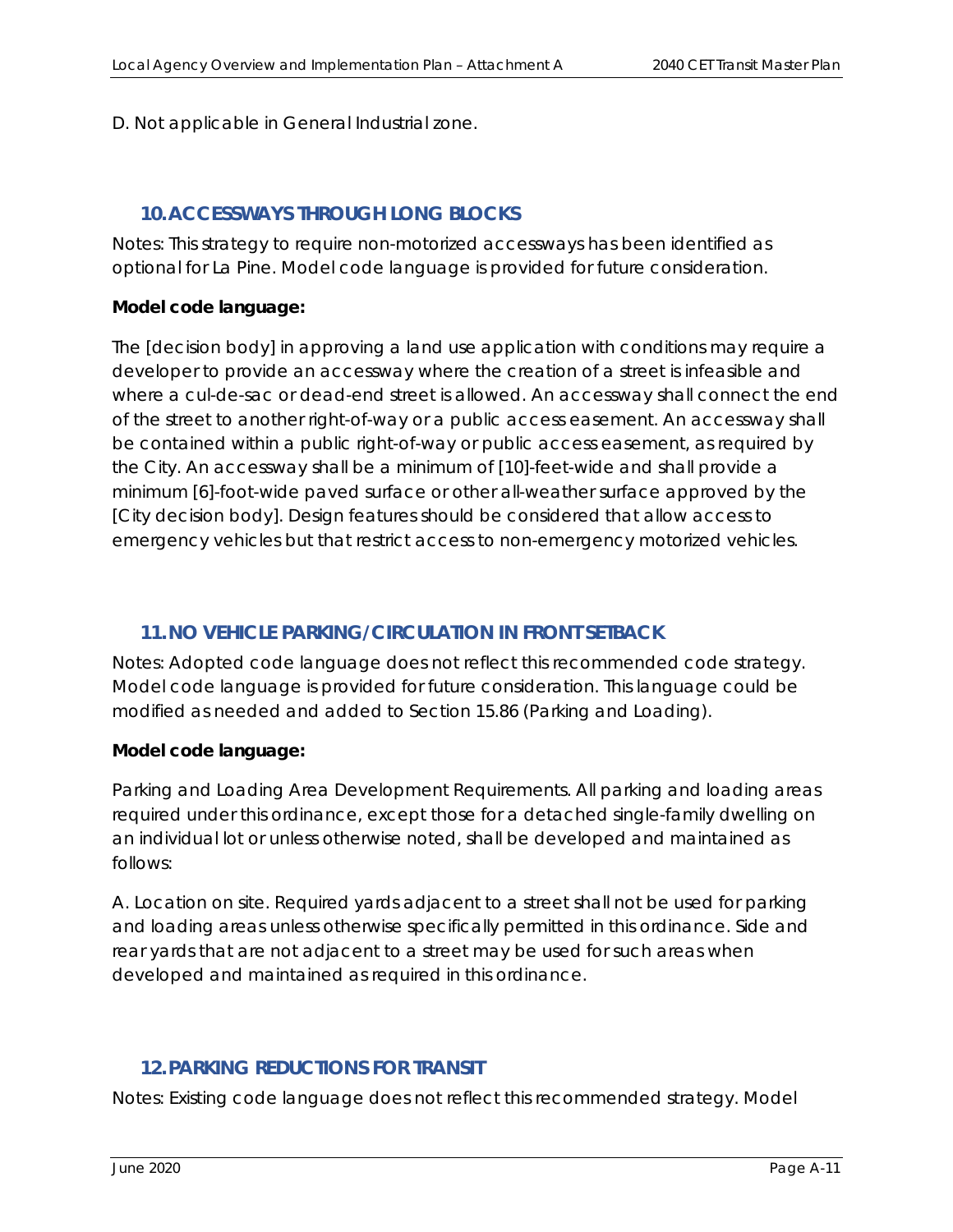D. Not applicable in General Industrial zone.

## 10. ACCESSWAYS THROUGH LONG BLOCKS

Notes: This strategy to require non-motorized accessways has been identified as optional for La Pine. Model code language is provided for future consideration.

**Model code language:**

The [decision body] in approving a land use application with conditions may require a developer to provide an accessway where the creation of a street is infeasible and where a cul-de-sac or dead-end street is allowed. An accessway shall connect the end of the street to another right-of-way or a public access easement. An accessway shall be contained within a public right-of-way or public access easement, as required by the City. An accessway shall be a minimum of [10]-feet-wide and shall provide a minimum [6]-foot-wide paved surface or other all-weather surface approved by the [City decision body]. Design features should be considered that allow access to emergency vehicles but that restrict access to non-emergency motorized vehicles.

## 11. NO VEHICLE PARKING/CIRCULATION IN FRONT SETBACK

Notes: Adopted code language does not reflect this recommended code strategy. Model code language is provided for future consideration. This language could be modified as needed and added to Section 15.86 (Parking and Loading).

**Model code language:**

Parking and Loading Area Development Requirements. All parking and loading areas required under this ordinance, except those for a detached single-family dwelling on an individual lot or unless otherwise noted, shall be developed and maintained as follows:

A. Location on site. Required yards adjacent to a street shall not be used for parking and loading areas unless otherwise specifically permitted in this ordinance. Side and rear yards that are not adjacent to a street may be used for such areas when developed and maintained as required in this ordinance.

## 12. PARKING REDUCTIONS FOR TRANSIT

Notes: Existing code language does not reflect this recommended strategy. Model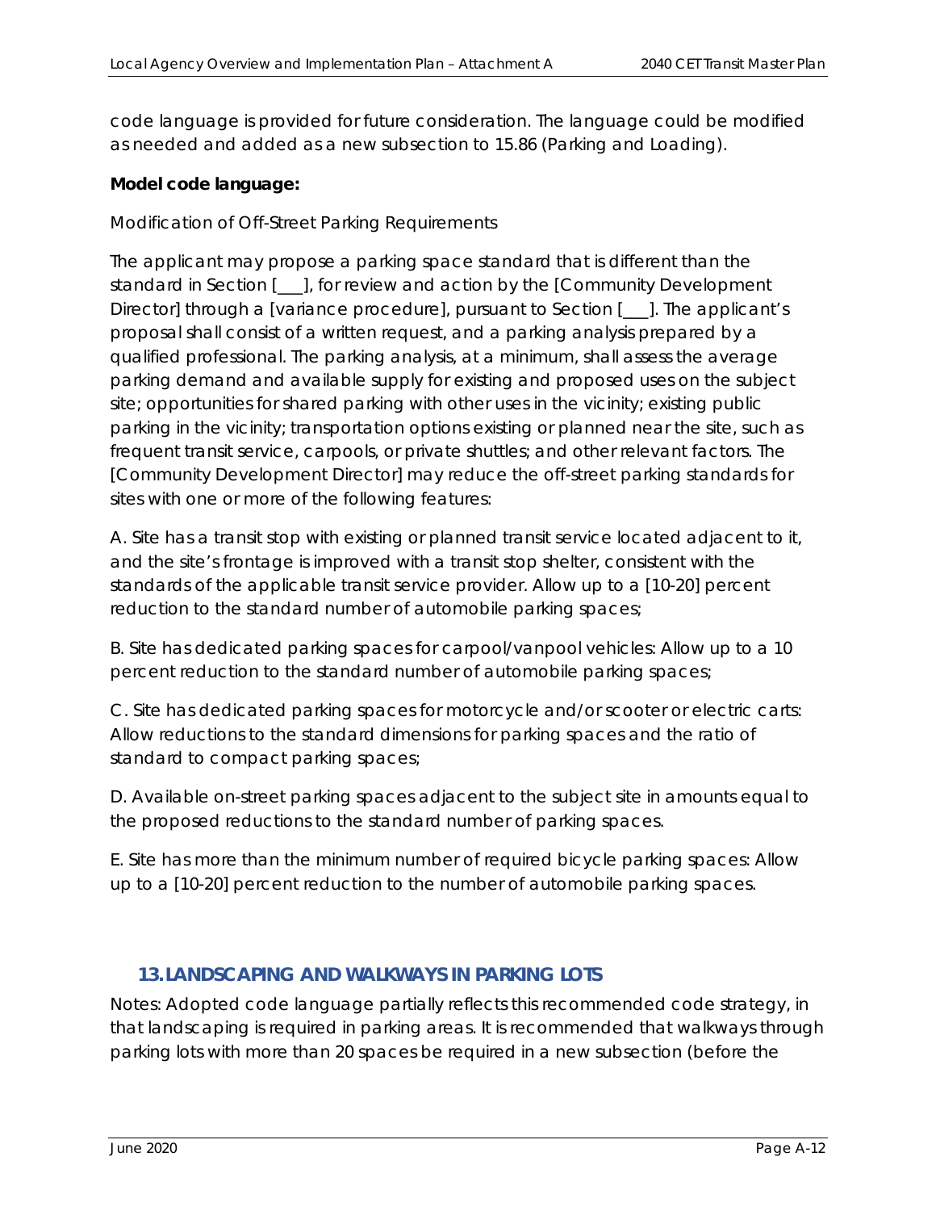code language is provided for future consideration. The language could be modified as needed and added as a new subsection to 15.86 (Parking and Loading).

**Model code language:**

Modification of Off-Street Parking Requirements

The applicant may propose a parking space standard that is different than the standard in Section [___], for review and action by the [Community Development Director] through a [variance procedure], pursuant to Section [___]. The applicant's proposal shall consist of a written request, and a parking analysis prepared by a qualified professional. The parking analysis, at a minimum, shall assess the average parking demand and available supply for existing and proposed uses on the subject site; opportunities for shared parking with other uses in the vicinity; existing public parking in the vicinity; transportation options existing or planned near the site, such as frequent transit service, carpools, or private shuttles; and other relevant factors. The [Community Development Director] may reduce the off-street parking standards for sites with one or more of the following features:

A. Site has a transit stop with existing or planned transit service located adjacent to it, and the site's frontage is improved with a transit stop shelter, consistent with the standards of the applicable transit service provider. Allow up to a [10-20] percent reduction to the standard number of automobile parking spaces;

B. Site has dedicated parking spaces for carpool/vanpool vehicles: Allow up to a 10 percent reduction to the standard number of automobile parking spaces;

C. Site has dedicated parking spaces for motorcycle and/or scooter or electric carts: Allow reductions to the standard dimensions for parking spaces and the ratio of standard to compact parking spaces;

D. Available on-street parking spaces adjacent to the subject site in amounts equal to the proposed reductions to the standard number of parking spaces.

E. Site has more than the minimum number of required bicycle parking spaces: Allow up to a [10-20] percent reduction to the number of automobile parking spaces.

## 13. LANDSCAPING AND WALKWAYS IN PARKING LOTS

Notes: Adopted code language partially reflects this recommended code strategy, in that landscaping is required in parking areas. It is recommended that walkways through parking lots with more than 20 spaces be required in a new subsection (before the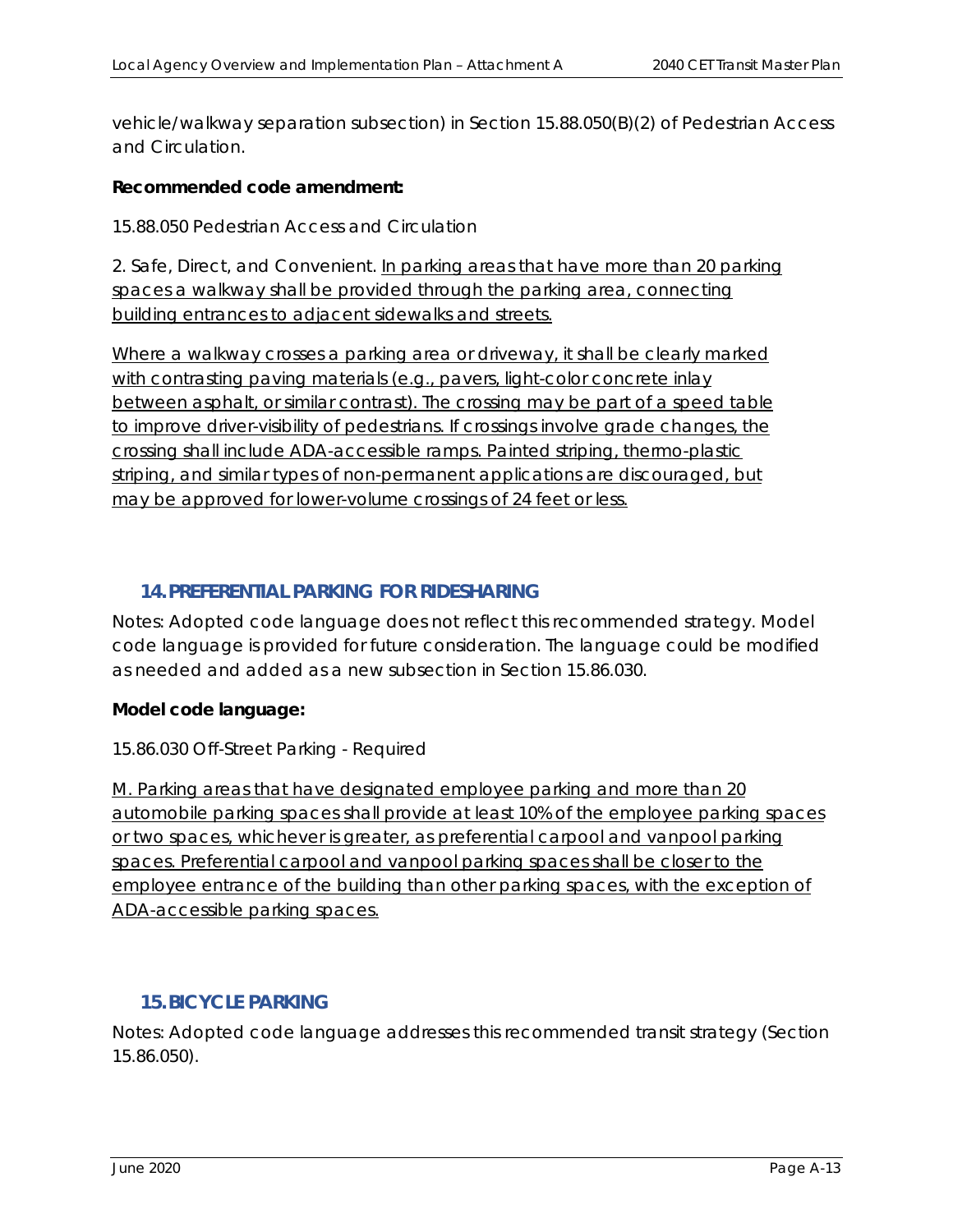vehicle/walkway separation subsection) in Section 15.88.050(B)(2) of Pedestrian Access and Circulation.

**Recommended code amendment:**

15.88.050 Pedestrian Access and Circulation

2. Safe, Direct, and Convenient. <u>In parking areas that have more than 20 parking spaces a walkway shall be provided through the parking area, connecting building entrances to adjacent sidewalks and streets.</u>

<u>Where a walkway crosses a parking area or driveway, it shall be clearly marked with contrasting paving materials (e.g., pavers, light-color concrete inlay between asphalt, or similar contrast). The crossing may be part of a speed table to improve driver-visibility of pedestrians. If crossings involve grade changes, the crossing shall include ADA-accessible ramps. Painted striping, thermo-plastic striping, and similar types of non-permanent applications are discouraged, but may be approved for lower-volume crossings of 24 feet or less.</u>

## 14. PREFERENTIAL PARKING FOR RIDESHARING

Notes: Adopted code language does not reflect this recommended strategy. Model code language is provided for future consideration. The language could be modified as needed and added as a new subsection in Section 15.86.030.

**Model code language:**

15.86.030 Off-Street Parking - Required

<u>M. Parking areas that have designated employee parking and more than 20 automobile parking spaces shall provide at least 10% of the employee parking spaces or two spaces, whichever is greater, as preferential carpool and vanpool parking spaces. Preferential carpool and vanpool parking spaces shall be closer to the employee entrance of the building than other parking spaces, with the exception of ADA-accessible parking spaces.</u>

## 15. BICYCLE PARKING

Notes: Adopted code language addresses this recommended transit strategy (Section 15.86.050).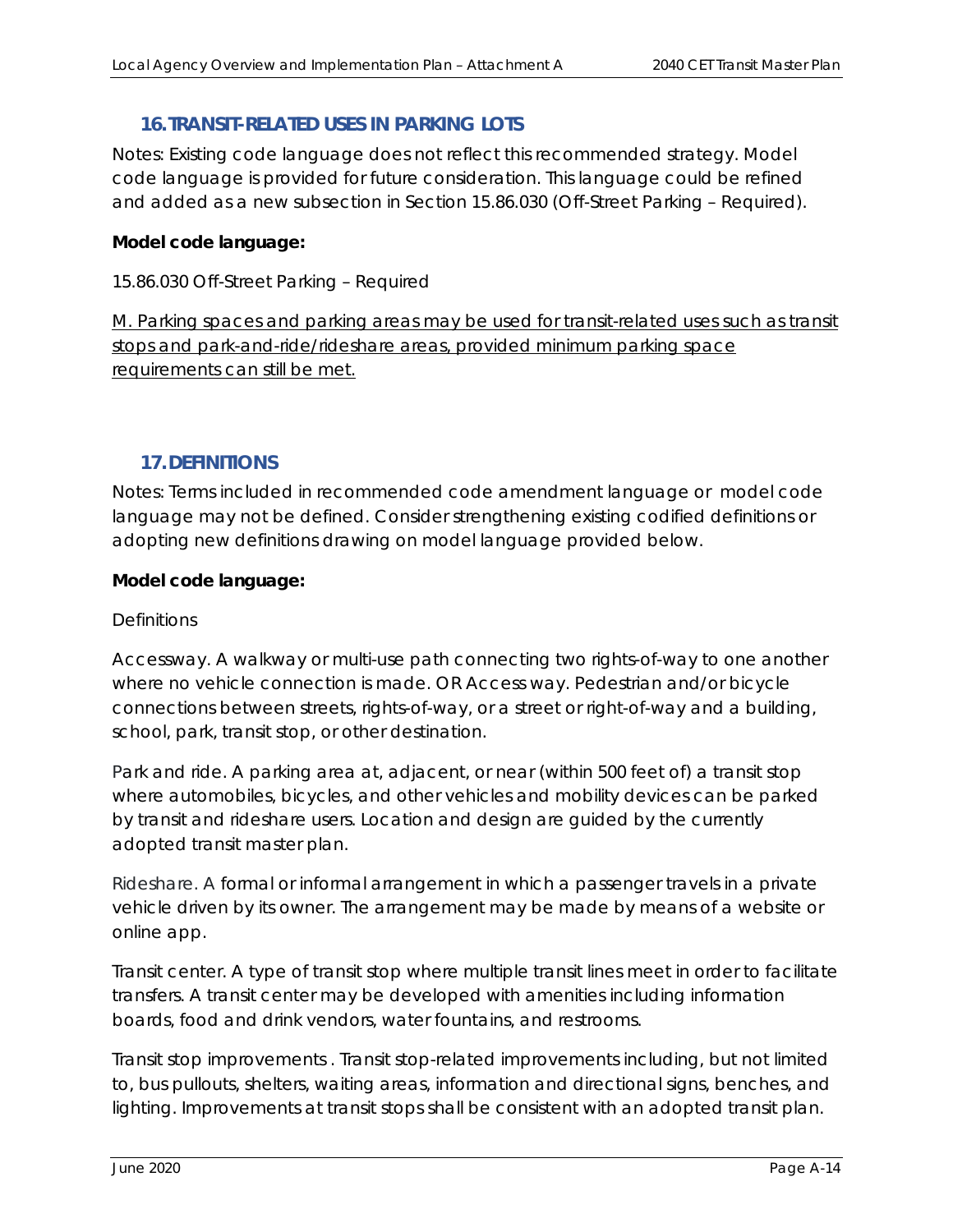## 16. TRANSIT-RELATED USES IN PARKING LOTS

Notes: Existing code language does not reflect this recommended strategy. Model code language is provided for future consideration. This language could be refined and added as a new subsection in Section 15.86.030 (Off-Street Parking – Required).

**Model code language:**

15.86.030 Off-Street Parking – Required

<u>M. Parking spaces and parking areas may be used for transit-related uses such as transit stops and park-and-ride/rideshare areas, provided minimum parking space requirements can still be met.</u>

## 17. DEFINITIONS

Notes: Terms included in recommended code amendment language or model code language may not be defined. Consider strengthening existing codified definitions or adopting new definitions drawing on model language provided below.

**Model code language:**

Definitions

Accessway. A walkway or multi-use path connecting two rights-of-way to one another where no vehicle connection is made. OR Access way. Pedestrian and/or bicycle connections between streets, rights-of-way, or a street or right-of-way and a building, school, park, transit stop, or other destination.

Park and ride. A parking area at, adjacent, or near (within 500 feet of) a transit stop where automobiles, bicycles, and other vehicles and mobility devices can be parked by transit and rideshare users. Location and design are guided by the currently adopted transit master plan.

Rideshare. A formal or informal arrangement in which a passenger travels in a private vehicle driven by its owner. The arrangement may be made by means of a website or online app.

Transit center. A type of transit stop where multiple transit lines meet in order to facilitate transfers. A transit center may be developed with amenities including information boards, food and drink vendors, water fountains, and restrooms.

Transit stop improvements . Transit stop-related improvements including, but not limited to, bus pullouts, shelters, waiting areas, information and directional signs, benches, and lighting. Improvements at transit stops shall be consistent with an adopted transit plan.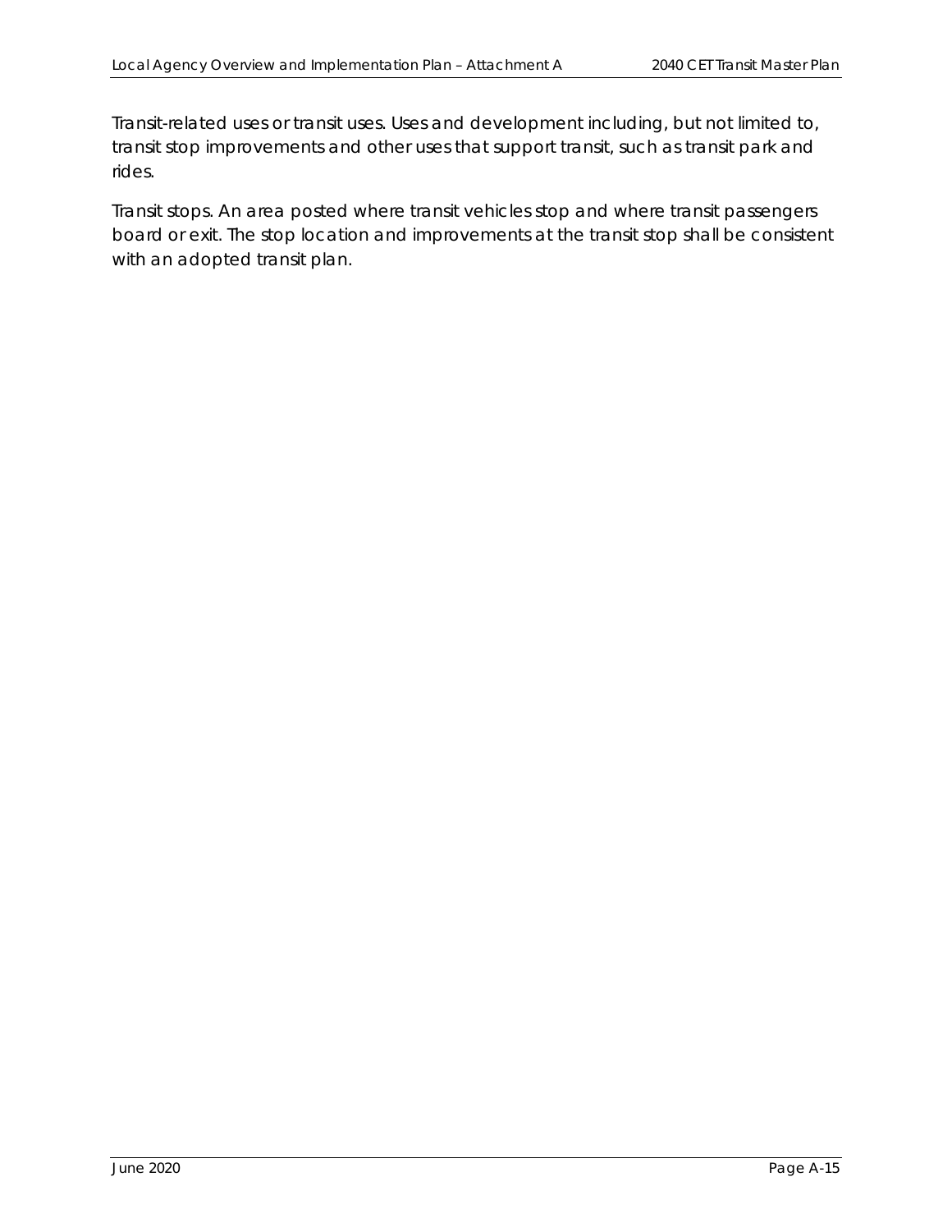Transit-related uses or transit uses. Uses and development including, but not limited to, transit stop improvements and other uses that support transit, such as transit park and rides.

Transit stops. An area posted where transit vehicles stop and where transit passengers board or exit. The stop location and improvements at the transit stop shall be consistent with an adopted transit plan.